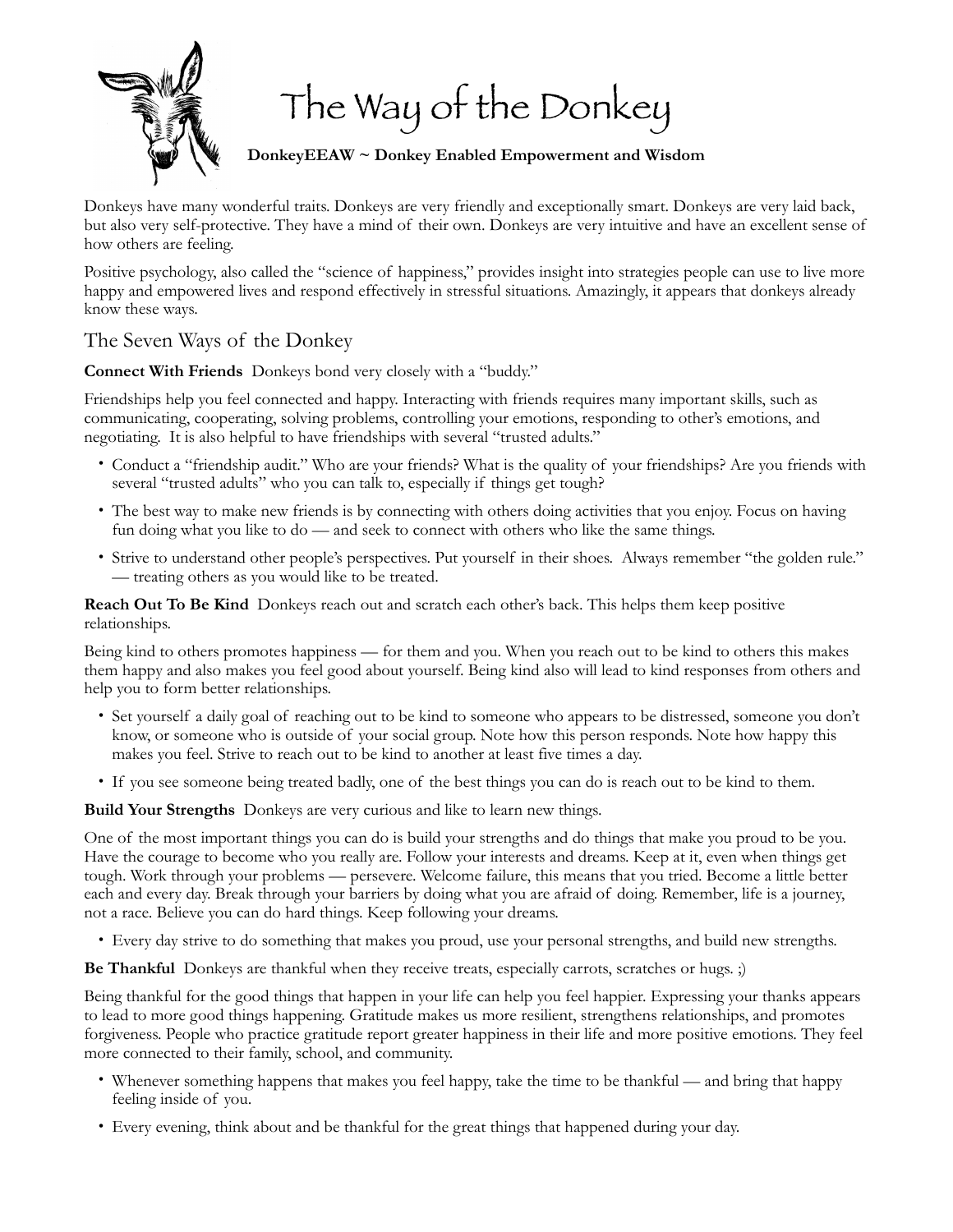# The Way of the Donkey

**DonkeyEEAW ~ Donkey Enabled Empowerment and Wisdom**

Donkeys have many wonderful traits. Donkeys are very friendly and exceptionally smart. Donkeys are very laid back, but also very self-protective. They have a mind of their own. Donkeys are very intuitive and have an excellent sense of how others are feeling.

Positive psychology, also called the "science of happiness," provides insight into strategies people can use to live more happy and empowered lives and respond effectively in stressful situations. Amazingly, it appears that donkeys already know these ways.

## The Seven Ways of the Donkey

**Connect With Friends** Donkeys bond very closely with a "buddy."

Friendships help you feel connected and happy. Interacting with friends requires many important skills, such as communicating, cooperating, solving problems, controlling your emotions, responding to other's emotions, and negotiating. It is also helpful to have friendships with several "trusted adults."

- Conduct a "friendship audit." Who are your friends? What is the quality of your friendships? Are you friends with several "trusted adults" who you can talk to, especially if things get tough?
- The best way to make new friends is by connecting with others doing activities that you enjoy. Focus on having fun doing what you like to do — and seek to connect with others who like the same things.
- Strive to understand other people's perspectives. Put yourself in their shoes. Always remember "the golden rule." — treating others as you would like to be treated.

**Reach Out To Be Kind** Donkeys reach out and scratch each other's back. This helps them keep positive relationships.

Being kind to others promotes happiness — for them and you. When you reach out to be kind to others this makes them happy and also makes you feel good about yourself. Being kind also will lead to kind responses from others and help you to form better relationships.

- Set yourself a daily goal of reaching out to be kind to someone who appears to be distressed, someone you don't know, or someone who is outside of your social group. Note how this person responds. Note how happy this makes you feel. Strive to reach out to be kind to another at least five times a day.
- If you see someone being treated badly, one of the best things you can do is reach out to be kind to them.

**Build Your Strengths** Donkeys are very curious and like to learn new things.

One of the most important things you can do is build your strengths and do things that make you proud to be you. Have the courage to become who you really are. Follow your interests and dreams. Keep at it, even when things get tough. Work through your problems — persevere. Welcome failure, this means that you tried. Become a little better each and every day. Break through your barriers by doing what you are afraid of doing. Remember, life is a journey, not a race. Believe you can do hard things. Keep following your dreams.

- Every day strive to do something that makes you proud, use your personal strengths, and build new strengths.

**Be Thankful** Donkeys are thankful when they receive treats, especially carrots, scratches or hugs. ;)

Being thankful for the good things that happen in your life can help you feel happier. Expressing your thanks appears to lead to more good things happening. Gratitude makes us more resilient, strengthens relationships, and promotes forgiveness. People who practice gratitude report greater happiness in their life and more positive emotions. They feel more connected to their family, school, and community.

- Whenever something happens that makes you feel happy, take the time to be thankful — and bring that happy feeling inside of you.
- Every evening, think about and be thankful for the great things that happened during your day.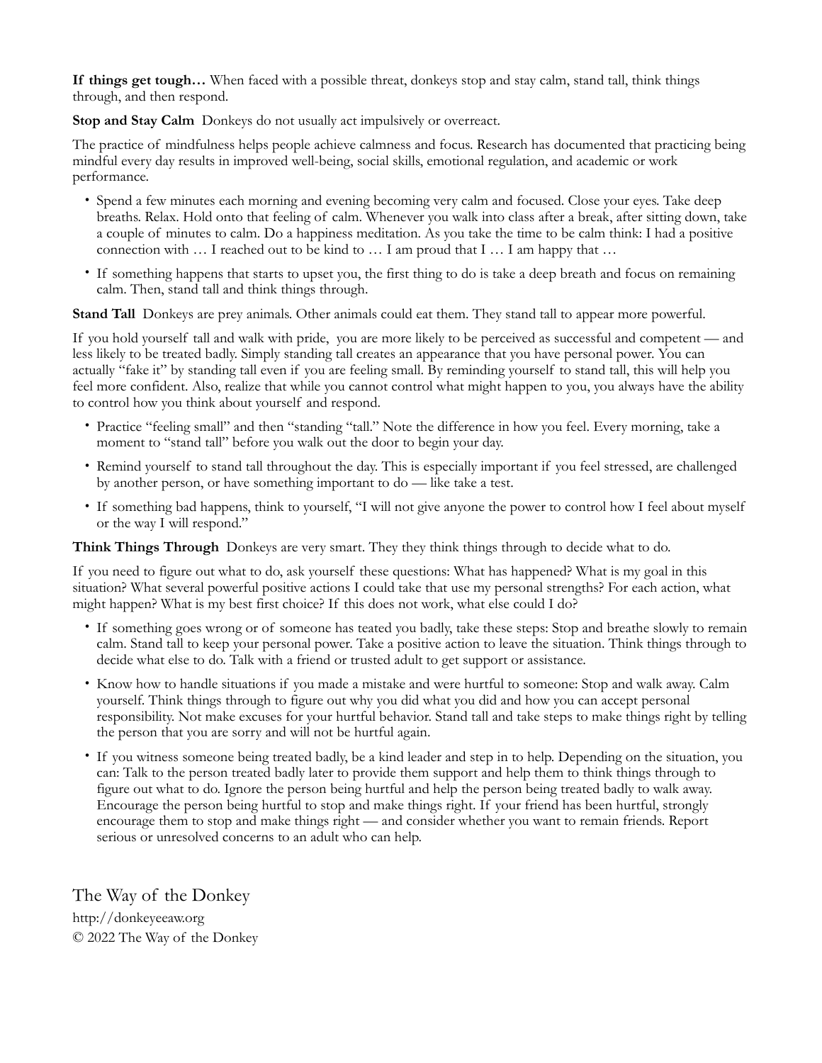**If things get tough…** When faced with a possible threat, donkeys stop and stay calm, stand tall, think things through, and then respond.

**Stop and Stay Calm** Donkeys do not usually act impulsively or overreact.

The practice of mindfulness helps people achieve calmness and focus. Research has documented that practicing being mindful every day results in improved well-being, social skills, emotional regulation, and academic or work performance.

- Spend a few minutes each morning and evening becoming very calm and focused. Close your eyes. Take deep breaths. Relax. Hold onto that feeling of calm. Whenever you walk into class after a break, after sitting down, take a couple of minutes to calm. Do a happiness meditation. As you take the time to be calm think: I had a positive connection with … I reached out to be kind to … I am proud that I … I am happy that …
- If something happens that starts to upset you, the first thing to do is take a deep breath and focus on remaining calm. Then, stand tall and think things through.

**Stand Tall** Donkeys are prey animals. Other animals could eat them. They stand tall to appear more powerful.

If you hold yourself tall and walk with pride, you are more likely to be perceived as successful and competent — and less likely to be treated badly. Simply standing tall creates an appearance that you have personal power. You can actually "fake it" by standing tall even if you are feeling small. By reminding yourself to stand tall, this will help you feel more confident. Also, realize that while you cannot control what might happen to you, you always have the ability to control how you think about yourself and respond.

- Practice "feeling small" and then "standing "tall." Note the difference in how you feel. Every morning, take a moment to "stand tall" before you walk out the door to begin your day.
- Remind yourself to stand tall throughout the day. This is especially important if you feel stressed, are challenged by another person, or have something important to do — like take a test.
- If something bad happens, think to yourself, "I will not give anyone the power to control how I feel about myself or the way I will respond."

**Think Things Through** Donkeys are very smart. They they think things through to decide what to do.

If you need to figure out what to do, ask yourself these questions: What has happened? What is my goal in this situation? What several powerful positive actions I could take that use my personal strengths? For each action, what might happen? What is my best first choice? If this does not work, what else could I do?

- If something goes wrong or of someone has teated you badly, take these steps: Stop and breathe slowly to remain calm. Stand tall to keep your personal power. Take a positive action to leave the situation. Think things through to decide what else to do. Talk with a friend or trusted adult to get support or assistance.
- Know how to handle situations if you made a mistake and were hurtful to someone: Stop and walk away. Calm yourself. Think things through to figure out why you did what you did and how you can accept personal responsibility. Not make excuses for your hurtful behavior. Stand tall and take steps to make things right by telling the person that you are sorry and will not be hurtful again.
- If you witness someone being treated badly, be a kind leader and step in to help. Depending on the situation, you can: Talk to the person treated badly later to provide them support and help them to think things through to figure out what to do. Ignore the person being hurtful and help the person being treated badly to walk away. Encourage the person being hurtful to stop and make things right. If your friend has been hurtful, strongly encourage them to stop and make things right — and consider whether you want to remain friends. Report serious or unresolved concerns to an adult who can help.

The Way of the Donkey

http://donkeyeeaw.org

© 2022 The Way of the Donkey